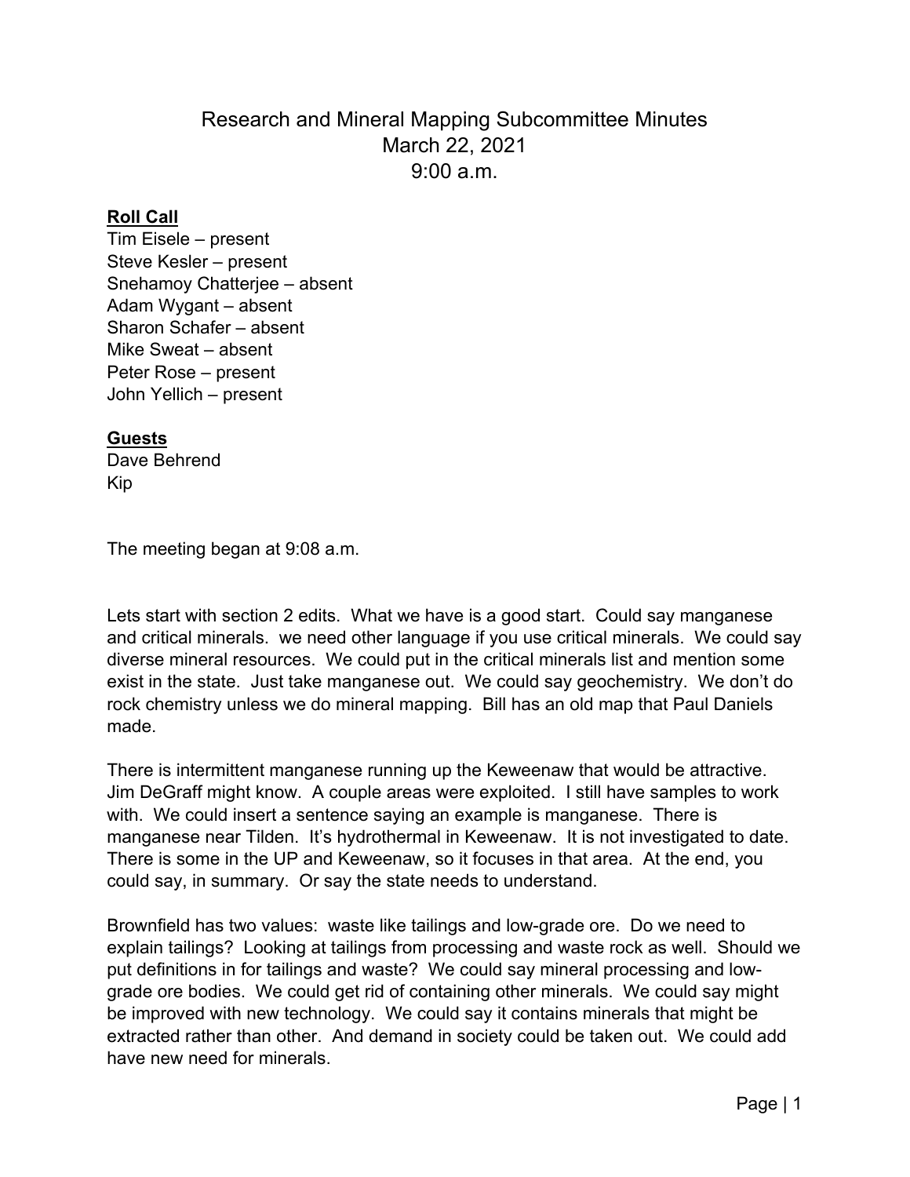# Research and Mineral Mapping Subcommittee Minutes
March 22, 2021
9:00 a.m.

**Roll Call**

Tim Eisele – present
Steve Kesler – present
Snehamoy Chatterjee – absent
Adam Wygant – absent
Sharon Schafer – absent
Mike Sweat – absent
Peter Rose – present
John Yellich – present

**Guests**

Dave Behrend
Kip

The meeting began at 9:08 a.m.

Lets start with section 2 edits. What we have is a good start. Could say manganese and critical minerals. we need other language if you use critical minerals. We could say diverse mineral resources. We could put in the critical minerals list and mention some exist in the state. Just take manganese out. We could say geochemistry. We don't do rock chemistry unless we do mineral mapping. Bill has an old map that Paul Daniels made.

There is intermittent manganese running up the Keweenaw that would be attractive. Jim DeGraff might know. A couple areas were exploited. I still have samples to work with. We could insert a sentence saying an example is manganese. There is manganese near Tilden. It's hydrothermal in Keweenaw. It is not investigated to date. There is some in the UP and Keweenaw, so it focuses in that area. At the end, you could say, in summary. Or say the state needs to understand.

Brownfield has two values: waste like tailings and low-grade ore. Do we need to explain tailings? Looking at tailings from processing and waste rock as well. Should we put definitions in for tailings and waste? We could say mineral processing and low-grade ore bodies. We could get rid of containing other minerals. We could say might be improved with new technology. We could say it contains minerals that might be extracted rather than other. And demand in society could be taken out. We could add have new need for minerals.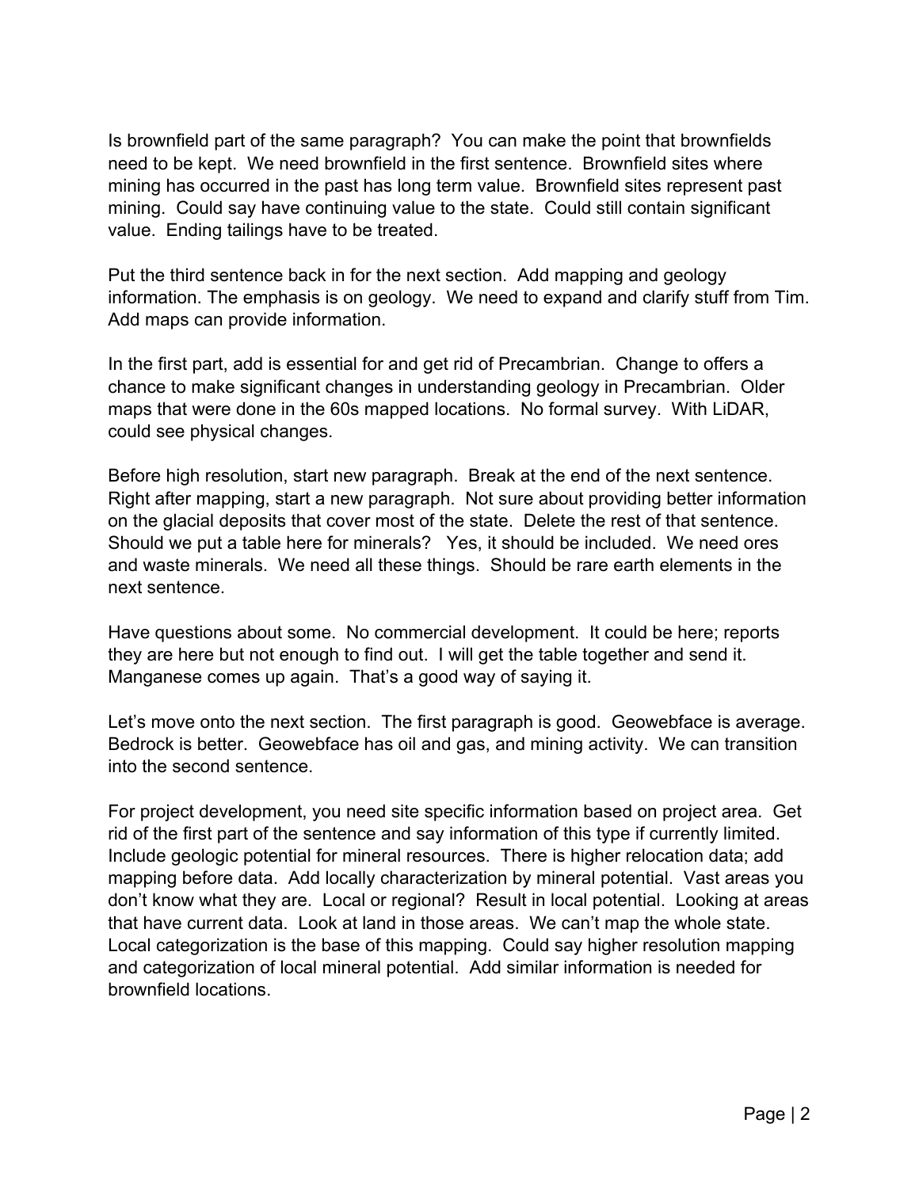Is brownfield part of the same paragraph? You can make the point that brownfields need to be kept. We need brownfield in the first sentence. Brownfield sites where mining has occurred in the past has long term value. Brownfield sites represent past mining. Could say have continuing value to the state. Could still contain significant value. Ending tailings have to be treated.

Put the third sentence back in for the next section. Add mapping and geology information. The emphasis is on geology. We need to expand and clarify stuff from Tim. Add maps can provide information.

In the first part, add is essential for and get rid of Precambrian. Change to offers a chance to make significant changes in understanding geology in Precambrian. Older maps that were done in the 60s mapped locations. No formal survey. With LiDAR, could see physical changes.

Before high resolution, start new paragraph. Break at the end of the next sentence. Right after mapping, start a new paragraph. Not sure about providing better information on the glacial deposits that cover most of the state. Delete the rest of that sentence. Should we put a table here for minerals? Yes, it should be included. We need ores and waste minerals. We need all these things. Should be rare earth elements in the next sentence.

Have questions about some. No commercial development. It could be here; reports they are here but not enough to find out. I will get the table together and send it. Manganese comes up again. That's a good way of saying it.

Let's move onto the next section. The first paragraph is good. Geowebface is average. Bedrock is better. Geowebface has oil and gas, and mining activity. We can transition into the second sentence.

For project development, you need site specific information based on project area. Get rid of the first part of the sentence and say information of this type if currently limited. Include geologic potential for mineral resources. There is higher relocation data; add mapping before data. Add locally characterization by mineral potential. Vast areas you don't know what they are. Local or regional? Result in local potential. Looking at areas that have current data. Look at land in those areas. We can't map the whole state. Local categorization is the base of this mapping. Could say higher resolution mapping and categorization of local mineral potential. Add similar information is needed for brownfield locations.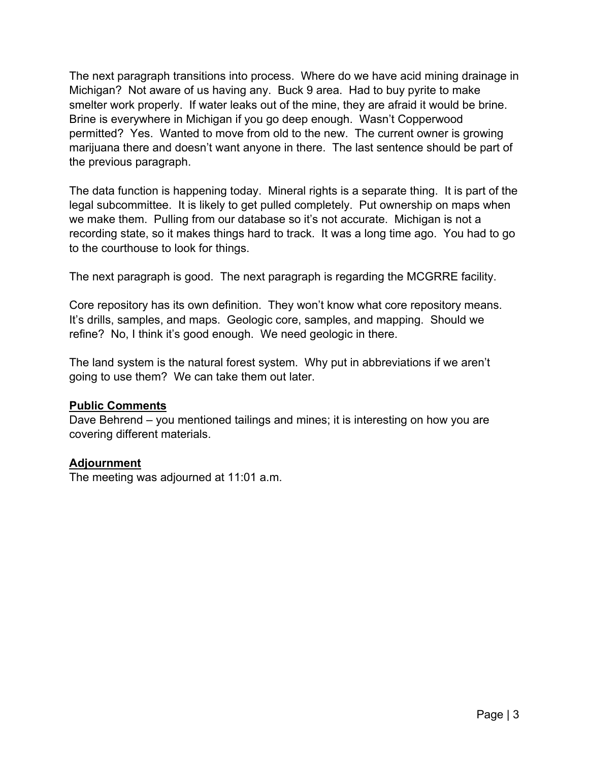The next paragraph transitions into process. Where do we have acid mining drainage in Michigan? Not aware of us having any. Buck 9 area. Had to buy pyrite to make smelter work properly. If water leaks out of the mine, they are afraid it would be brine. Brine is everywhere in Michigan if you go deep enough. Wasn't Copperwood permitted? Yes. Wanted to move from old to the new. The current owner is growing marijuana there and doesn't want anyone in there. The last sentence should be part of the previous paragraph.

The data function is happening today. Mineral rights is a separate thing. It is part of the legal subcommittee. It is likely to get pulled completely. Put ownership on maps when we make them. Pulling from our database so it's not accurate. Michigan is not a recording state, so it makes things hard to track. It was a long time ago. You had to go to the courthouse to look for things.

The next paragraph is good. The next paragraph is regarding the MCGRRE facility.

Core repository has its own definition. They won't know what core repository means. It's drills, samples, and maps. Geologic core, samples, and mapping. Should we refine? No, I think it's good enough. We need geologic in there.

The land system is the natural forest system. Why put in abbreviations if we aren't going to use them? We can take them out later.

**<u>Public Comments</u>**
Dave Behrend – you mentioned tailings and mines; it is interesting on how you are covering different materials.

**<u>Adjournment</u>**
The meeting was adjourned at 11:01 a.m.